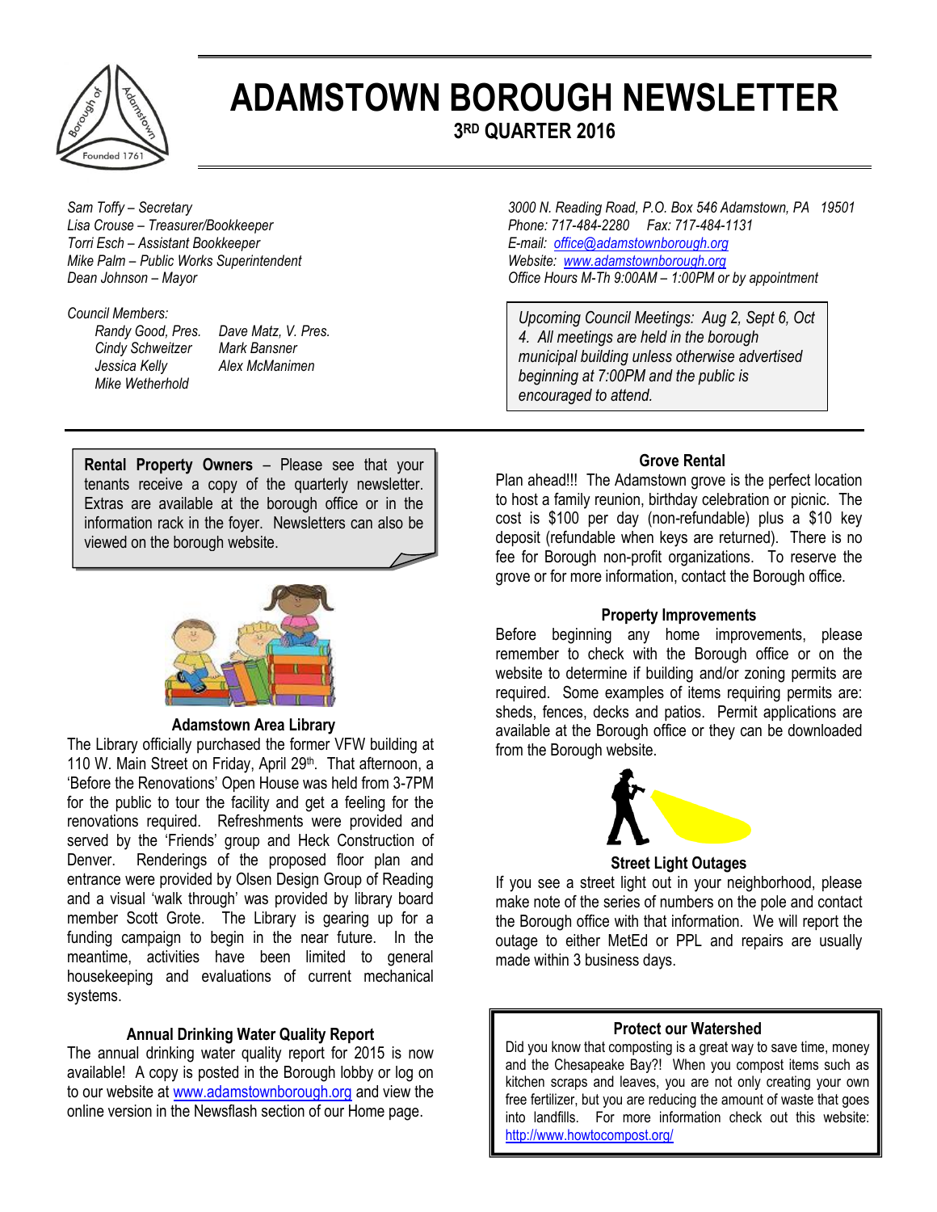# ADAMSTOWN BOROUGH NEWSLETTER

## 3RD QUARTER 2016

*Sam Toffy – Secretary*
*Lisa Crouse – Treasurer/Bookkeeper*
*Torri Esch – Assistant Bookkeeper*
*Mike Palm – Public Works Superintendent*
*Dean Johnson – Mayor*

*Council Members:*

*Randy Good, Pres.* — *Dave Matz, V. Pres.*
*Cindy Schweitzer* — *Mark Bansner*
*Jessica Kelly* — *Alex McManimen*
*Mike Wetherhold*

*3000 N. Reading Road, P.O. Box 546 Adamstown, PA 19501*
*Phone: 717-484-2280 Fax: 717-484-1131*
*E-mail: office@adamstownborough.org*
*Website: www.adamstownborough.org*
*Office Hours M-Th 9:00AM – 1:00PM or by appointment*

*Upcoming Council Meetings: Aug 2, Sept 6, Oct 4. All meetings are held in the borough municipal building unless otherwise advertised beginning at 7:00PM and the public is encouraged to attend.*

**Rental Property Owners** – Please see that your tenants receive a copy of the quarterly newsletter. Extras are available at the borough office or in the information rack in the foyer. Newsletters can also be viewed on the borough website.

### Adamstown Area Library

The Library officially purchased the former VFW building at 110 W. Main Street on Friday, April 29th. That afternoon, a 'Before the Renovations' Open House was held from 3-7PM for the public to tour the facility and get a feeling for the renovations required. Refreshments were provided and served by the 'Friends' group and Heck Construction of Denver. Renderings of the proposed floor plan and entrance were provided by Olsen Design Group of Reading and a visual 'walk through' was provided by library board member Scott Grote. The Library is gearing up for a funding campaign to begin in the near future. In the meantime, activities have been limited to general housekeeping and evaluations of current mechanical systems.

### Annual Drinking Water Quality Report

The annual drinking water quality report for 2015 is now available! A copy is posted in the Borough lobby or log on to our website at www.adamstownborough.org and view the online version in the Newsflash section of our Home page.

### Grove Rental

Plan ahead!!! The Adamstown grove is the perfect location to host a family reunion, birthday celebration or picnic. The cost is $100 per day (non-refundable) plus a $10 key deposit (refundable when keys are returned). There is no fee for Borough non-profit organizations. To reserve the grove or for more information, contact the Borough office.

### Property Improvements

Before beginning any home improvements, please remember to check with the Borough office or on the website to determine if building and/or zoning permits are required. Some examples of items requiring permits are: sheds, fences, decks and patios. Permit applications are available at the Borough office or they can be downloaded from the Borough website.

### Street Light Outages

If you see a street light out in your neighborhood, please make note of the series of numbers on the pole and contact the Borough office with that information. We will report the outage to either MetEd or PPL and repairs are usually made within 3 business days.

### Protect our Watershed

Did you know that composting is a great way to save time, money and the Chesapeake Bay?! When you compost items such as kitchen scraps and leaves, you are not only creating your own free fertilizer, but you are reducing the amount of waste that goes into landfills. For more information check out this website: http://www.howtocompost.org/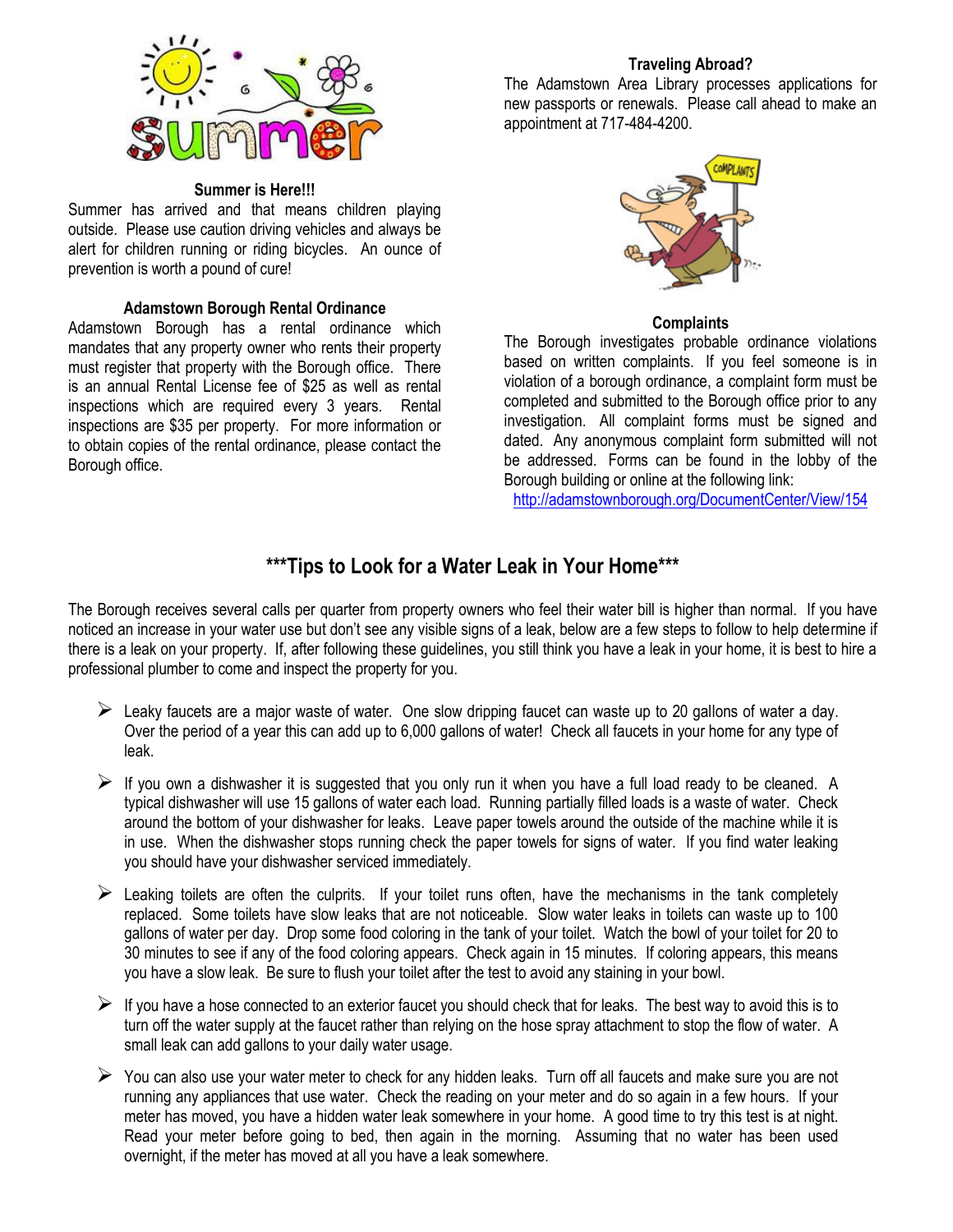### Summer is Here!!!

Summer has arrived and that means children playing outside. Please use caution driving vehicles and always be alert for children running or riding bicycles. An ounce of prevention is worth a pound of cure!

### Adamstown Borough Rental Ordinance

Adamstown Borough has a rental ordinance which mandates that any property owner who rents their property must register that property with the Borough office. There is an annual Rental License fee of $25 as well as rental inspections which are required every 3 years. Rental inspections are $35 per property. For more information or to obtain copies of the rental ordinance, please contact the Borough office.

### Traveling Abroad?

The Adamstown Area Library processes applications for new passports or renewals. Please call ahead to make an appointment at 717-484-4200.

### Complaints

The Borough investigates probable ordinance violations based on written complaints. If you feel someone is in violation of a borough ordinance, a complaint form must be completed and submitted to the Borough office prior to any investigation. All complaint forms must be signed and dated. Any anonymous complaint form submitted will not be addressed. Forms can be found in the lobby of the Borough building or online at the following link:
http://adamstownborough.org/DocumentCenter/View/154

## ***Tips to Look for a Water Leak in Your Home***

The Borough receives several calls per quarter from property owners who feel their water bill is higher than normal. If you have noticed an increase in your water use but don't see any visible signs of a leak, below are a few steps to follow to help determine if there is a leak on your property. If, after following these guidelines, you still think you have a leak in your home, it is best to hire a professional plumber to come and inspect the property for you.

- Leaky faucets are a major waste of water. One slow dripping faucet can waste up to 20 gallons of water a day. Over the period of a year this can add up to 6,000 gallons of water! Check all faucets in your home for any type of leak.
- If you own a dishwasher it is suggested that you only run it when you have a full load ready to be cleaned. A typical dishwasher will use 15 gallons of water each load. Running partially filled loads is a waste of water. Check around the bottom of your dishwasher for leaks. Leave paper towels around the outside of the machine while it is in use. When the dishwasher stops running check the paper towels for signs of water. If you find water leaking you should have your dishwasher serviced immediately.
- Leaking toilets are often the culprits. If your toilet runs often, have the mechanisms in the tank completely replaced. Some toilets have slow leaks that are not noticeable. Slow water leaks in toilets can waste up to 100 gallons of water per day. Drop some food coloring in the tank of your toilet. Watch the bowl of your toilet for 20 to 30 minutes to see if any of the food coloring appears. Check again in 15 minutes. If coloring appears, this means you have a slow leak. Be sure to flush your toilet after the test to avoid any staining in your bowl.
- If you have a hose connected to an exterior faucet you should check that for leaks. The best way to avoid this is to turn off the water supply at the faucet rather than relying on the hose spray attachment to stop the flow of water. A small leak can add gallons to your daily water usage.
- You can also use your water meter to check for any hidden leaks. Turn off all faucets and make sure you are not running any appliances that use water. Check the reading on your meter and do so again in a few hours. If your meter has moved, you have a hidden water leak somewhere in your home. A good time to try this test is at night. Read your meter before going to bed, then again in the morning. Assuming that no water has been used overnight, if the meter has moved at all you have a leak somewhere.